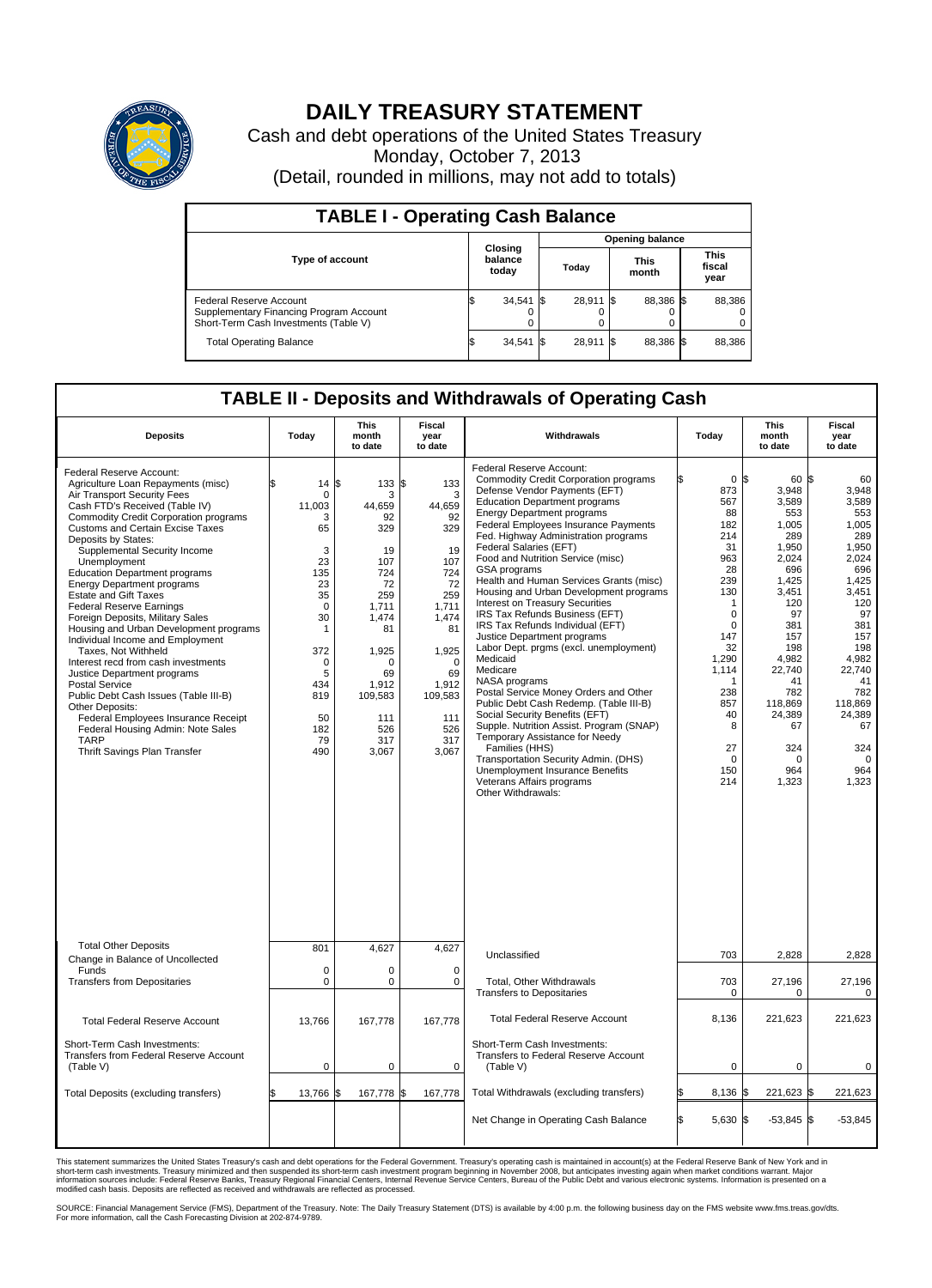# DAILY TREASURY STATEMENT

Cash and debt operations of the United States Treasury
Monday, October 7, 2013
(Detail, rounded in millions, may not add to totals)

## TABLE I - Operating Cash Balance

| Type of account | Closing balance today | Opening balance Today | Opening balance This month | Opening balance This fiscal year |
|---|---|---|---|---|
| Federal Reserve Account | $ 34,541 | $ 28,911 | $ 88,386 | $ 88,386 |
| Supplementary Financing Program Account | 0 | 0 | 0 | 0 |
| Short-Term Cash Investments (Table V) | 0 | 0 | 0 | 0 |
| Total Operating Balance | $ 34,541 | $ 28,911 | $ 88,386 | $ 88,386 |

## TABLE II - Deposits and Withdrawals of Operating Cash

| Deposits | Today | This month to date | Fiscal year to date | Withdrawals | Today | This month to date | Fiscal year to date |
|---|---|---|---|---|---|---|---|
| Federal Reserve Account: | | | | Federal Reserve Account: | | | |
| Agriculture Loan Repayments (misc) | $ 14 | $ 133 | $ 133 | Commodity Credit Corporation programs | $ 0 | $ 60 | $ 60 |
| Air Transport Security Fees | 0 | 3 | 3 | Defense Vendor Payments (EFT) | 873 | 3,948 | 3,948 |
| Cash FTD's Received (Table IV) | 11,003 | 44,659 | 44,659 | Education Department programs | 567 | 3,589 | 3,589 |
| Commodity Credit Corporation programs | 3 | 92 | 92 | Energy Department programs | 88 | 553 | 553 |
| Customs and Certain Excise Taxes | 65 | 329 | 329 | Federal Employees Insurance Payments | 182 | 1,005 | 1,005 |
| Deposits by States: | | | | Fed. Highway Administration programs | 214 | 289 | 289 |
| Supplemental Security Income | 3 | 19 | 19 | Federal Salaries (EFT) | 31 | 1,950 | 1,950 |
| Unemployment | 23 | 107 | 107 | Food and Nutrition Service (misc) | 963 | 2,024 | 2,024 |
| Education Department programs | 135 | 724 | 724 | GSA programs | 28 | 696 | 696 |
| Energy Department programs | 23 | 72 | 72 | Health and Human Services Grants (misc) | 239 | 1,425 | 1,425 |
| Estate and Gift Taxes | 35 | 259 | 259 | Housing and Urban Development programs | 130 | 3,451 | 3,451 |
| Federal Reserve Earnings | 0 | 1,711 | 1,711 | Interest on Treasury Securities | 1 | 120 | 120 |
| Foreign Deposits, Military Sales | 30 | 1,474 | 1,474 | IRS Tax Refunds Business (EFT) | 0 | 97 | 97 |
| Housing and Urban Development programs | 1 | 81 | 81 | IRS Tax Refunds Individual (EFT) | 0 | 381 | 381 |
| Individual Income and Employment Taxes, Not Withheld | 372 | 1,925 | 1,925 | Justice Department programs | 147 | 157 | 157 |
| Interest recd from cash investments | 0 | 0 | 0 | Labor Dept. prgms (excl. unemployment) | 32 | 198 | 198 |
| Justice Department programs | 5 | 69 | 69 | Medicaid | 1,290 | 4,982 | 4,982 |
| Postal Service | 434 | 1,912 | 1,912 | Medicare | 1,114 | 22,740 | 22,740 |
| Public Debt Cash Issues (Table III-B) | 819 | 109,583 | 109,583 | NASA programs | 1 | 41 | 41 |
| Other Deposits: | | | | Postal Service Money Orders and Other | 238 | 782 | 782 |
| Federal Employees Insurance Receipt | 50 | 111 | 111 | Public Debt Cash Redemp. (Table III-B) | 857 | 118,869 | 118,869 |
| Federal Housing Admin: Note Sales | 182 | 526 | 526 | Social Security Benefits (EFT) | 40 | 24,389 | 24,389 |
| TARP | 79 | 317 | 317 | Supple. Nutrition Assist. Program (SNAP) | 8 | 67 | 67 |
| Thrift Savings Plan Transfer | 490 | 3,067 | 3,067 | Temporary Assistance for Needy Families (HHS) | 27 | 324 | 324 |
| | | | | Transportation Security Admin. (DHS) | 0 | 0 | 0 |
| | | | | Unemployment Insurance Benefits | 150 | 964 | 964 |
| | | | | Veterans Affairs programs | 214 | 1,323 | 1,323 |
| | | | | Other Withdrawals: | | | |
| Total Other Deposits | 801 | 4,627 | 4,627 | Unclassified | 703 | 2,828 | 2,828 |
| Change in Balance of Uncollected Funds | 0 | 0 | 0 | | | | |
| Transfers from Depositaries | 0 | 0 | 0 | Total, Other Withdrawals | 703 | 27,196 | 27,196 |
| | | | | Transfers to Depositaries | 0 | 0 | 0 |
| Total Federal Reserve Account | 13,766 | 167,778 | 167,778 | Total Federal Reserve Account | 8,136 | 221,623 | 221,623 |
| Short-Term Cash Investments: Transfers from Federal Reserve Account (Table V) | 0 | 0 | 0 | Short-Term Cash Investments: Transfers to Federal Reserve Account (Table V) | 0 | 0 | 0 |
| Total Deposits (excluding transfers) | $ 13,766 | $ 167,778 | $ 167,778 | Total Withdrawals (excluding transfers) | $ 8,136 | $ 221,623 | $ 221,623 |
| | | | | Net Change in Operating Cash Balance | $ 5,630 | $ -53,845 | $ -53,845 |

This statement summarizes the United States Treasury's cash and debt operations for the Federal Government. Treasury's operating cash is maintained in account(s) at the Federal Reserve Bank of New York and in short-term cash investments. Treasury minimized and then suspended its short-term cash investment program beginning in November 2008, but anticipates investing again when market conditions warrant. Major information sources include: Federal Reserve Banks, Treasury Regional Financial Centers, Internal Revenue Service Centers, Bureau of the Public Debt and various electronic systems. Information is presented on a modified cash basis. Deposits are reflected as received and withdrawals are reflected as processed.

SOURCE: Financial Management Service (FMS), Department of the Treasury. Note: The Daily Treasury Statement (DTS) is available by 4:00 p.m. the following business day on the FMS website www.fms.treas.gov/dts. For more information, call the Cash Forecasting Division at 202-874-9789.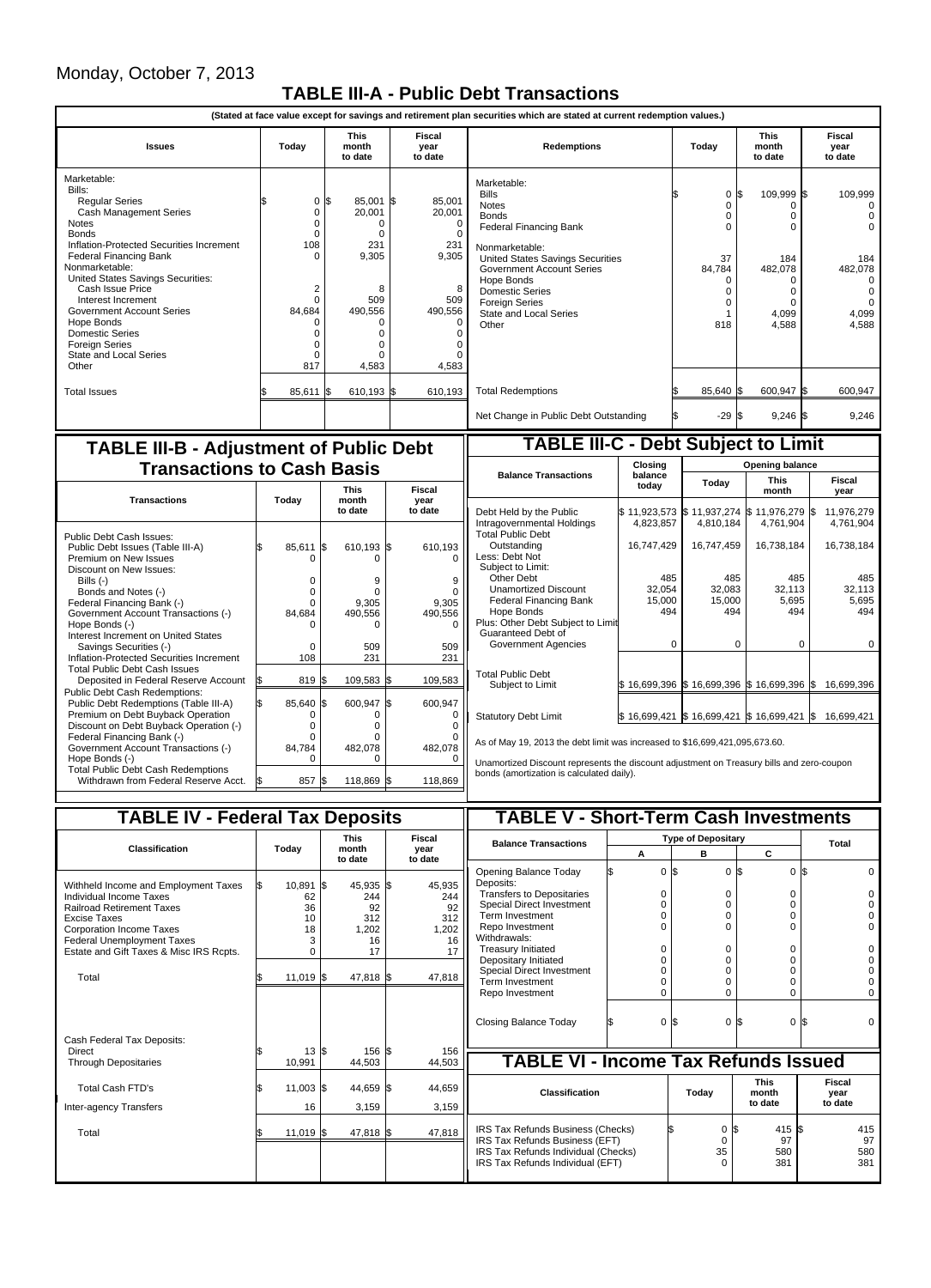Monday, October 7, 2013

# TABLE III-A - Public Debt Transactions

(Stated at face value except for savings and retirement plan securities which are stated at current redemption values.)

| Issues | Today | This month to date | Fiscal year to date |
|---|---|---|---|
| Marketable: | | | |
| Bills: | | | |
| Regular Series | $ 0 | $ 85,001 | $ 85,001 |
| Cash Management Series | 0 | 20,001 | 20,001 |
| Notes | 0 | 0 | 0 |
| Bonds | 0 | 0 | 0 |
| Inflation-Protected Securities Increment | 108 | 231 | 231 |
| Federal Financing Bank | 0 | 9,305 | 9,305 |
| Nonmarketable: | | | |
| United States Savings Securities: | | | |
| Cash Issue Price | 2 | 8 | 8 |
| Interest Increment | 0 | 509 | 509 |
| Government Account Series | 84,684 | 490,556 | 490,556 |
| Hope Bonds | 0 | 0 | 0 |
| Domestic Series | 0 | 0 | 0 |
| Foreign Series | 0 | 0 | 0 |
| State and Local Series | 0 | 0 | 0 |
| Other | 817 | 4,583 | 4,583 |
| Total Issues | $ 85,611 | $ 610,193 | $ 610,193 |

| Redemptions | Today | This month to date | Fiscal year to date |
|---|---|---|---|
| Marketable: | | | |
| Bills | $ 0 | $ 109,999 | $ 109,999 |
| Notes | 0 | 0 | 0 |
| Bonds | 0 | 0 | 0 |
| Federal Financing Bank | 0 | 0 | 0 |
| Nonmarketable: | | | |
| United States Savings Securities | 37 | 184 | 184 |
| Government Account Series | 84,784 | 482,078 | 482,078 |
| Hope Bonds | 0 | 0 | 0 |
| Domestic Series | 0 | 0 | 0 |
| Foreign Series | 0 | 0 | 0 |
| State and Local Series | 1 | 4,099 | 4,099 |
| Other | 818 | 4,588 | 4,588 |
| Total Redemptions | $ 85,640 | $ 600,947 | $ 600,947 |
| Net Change in Public Debt Outstanding | $ -29 | $ 9,246 | $ 9,246 |

# TABLE III-B - Adjustment of Public Debt Transactions to Cash Basis

| Transactions | Today | This month to date | Fiscal year to date |
|---|---|---|---|
| Public Debt Cash Issues: | | | |
| Public Debt Issues (Table III-A) | $ 85,611 | $ 610,193 | $ 610,193 |
| Premium on New Issues | 0 | 0 | 0 |
| Discount on New Issues: | | | |
| Bills (-) | 0 | 9 | 9 |
| Bonds and Notes (-) | 0 | 0 | 0 |
| Federal Financing Bank (-) | 0 | 9,305 | 9,305 |
| Government Account Transactions (-) | 84,684 | 490,556 | 490,556 |
| Hope Bonds (-) | 0 | 0 | 0 |
| Interest Increment on United States Savings Securities (-) | 0 | 509 | 509 |
| Inflation-Protected Securities Increment | 108 | 231 | 231 |
| Total Public Debt Cash Issues Deposited in Federal Reserve Account | $ 819 | $ 109,583 | $ 109,583 |
| Public Debt Cash Redemptions: | | | |
| Public Debt Redemptions (Table III-A) | $ 85,640 | $ 600,947 | $ 600,947 |
| Premium on Debt Buyback Operation | 0 | 0 | 0 |
| Discount on Debt Buyback Operation (-) | 0 | 0 | 0 |
| Federal Financing Bank (-) | 0 | 0 | 0 |
| Government Account Transactions (-) | 84,784 | 482,078 | 482,078 |
| Hope Bonds (-) | 0 | 0 | 0 |
| Total Public Debt Cash Redemptions Withdrawn from Federal Reserve Acct. | $ 857 | $ 118,869 | $ 118,869 |

# TABLE III-C - Debt Subject to Limit

| Balance Transactions | Closing balance today | Opening balance Today | Opening balance This month | Opening balance Fiscal year |
|---|---|---|---|---|
| Debt Held by the Public | $ 11,923,573 | $ 11,937,274 | $ 11,976,279 | $ 11,976,279 |
| Intragovernmental Holdings | 4,823,857 | 4,810,184 | 4,761,904 | 4,761,904 |
| Total Public Debt Outstanding | 16,747,429 | 16,747,459 | 16,738,184 | 16,738,184 |
| Less: Debt Not Subject to Limit: | | | | |
| Other Debt | 485 | 485 | 485 | 485 |
| Unamortized Discount | 32,054 | 32,083 | 32,113 | 32,113 |
| Federal Financing Bank | 15,000 | 15,000 | 5,695 | 5,695 |
| Hope Bonds | 494 | 494 | 494 | 494 |
| Plus: Other Debt Subject to Limit | | | | |
| Guaranteed Debt of Government Agencies | 0 | 0 | 0 | 0 |
| Total Public Debt Subject to Limit | $ 16,699,396 | $ 16,699,396 | $ 16,699,396 | $ 16,699,396 |
| Statutory Debt Limit | $ 16,699,421 | $ 16,699,421 | $ 16,699,421 | $ 16,699,421 |

As of May 19, 2013 the debt limit was increased to $16,699,421,095,673.60.

Unamortized Discount represents the discount adjustment on Treasury bills and zero-coupon bonds (amortization is calculated daily).

# TABLE IV - Federal Tax Deposits

| Classification | Today | This month to date | Fiscal year to date |
|---|---|---|---|
| Withheld Income and Employment Taxes | $ 10,891 | $ 45,935 | $ 45,935 |
| Individual Income Taxes | 62 | 244 | 244 |
| Railroad Retirement Taxes | 36 | 92 | 92 |
| Excise Taxes | 10 | 312 | 312 |
| Corporation Income Taxes | 18 | 1,202 | 1,202 |
| Federal Unemployment Taxes | 3 | 16 | 16 |
| Estate and Gift Taxes & Misc IRS Rcpts. | 0 | 17 | 17 |
| Total | $ 11,019 | $ 47,818 | $ 47,818 |
| Cash Federal Tax Deposits: | | | |
| Direct | $ 13 | $ 156 | $ 156 |
| Through Depositaries | 10,991 | 44,503 | 44,503 |
| Total Cash FTD's | $ 11,003 | $ 44,659 | $ 44,659 |
| Inter-agency Transfers | 16 | 3,159 | 3,159 |
| Total | $ 11,019 | $ 47,818 | $ 47,818 |

# TABLE V - Short-Term Cash Investments

| Balance Transactions | Type of Depositary A | Type of Depositary B | Type of Depositary C | Total |
|---|---|---|---|---|
| Opening Balance Today | $ 0 | $ 0 | $ 0 | $ 0 |
| Deposits: | | | | |
| Transfers to Depositaries | 0 | 0 | 0 | 0 |
| Special Direct Investment | 0 | 0 | 0 | 0 |
| Term Investment | 0 | 0 | 0 | 0 |
| Repo Investment | 0 | 0 | 0 | 0 |
| Withdrawals: | | | | |
| Treasury Initiated | 0 | 0 | 0 | 0 |
| Depositary Initiated | 0 | 0 | 0 | 0 |
| Special Direct Investment | 0 | 0 | 0 | 0 |
| Term Investment | 0 | 0 | 0 | 0 |
| Repo Investment | 0 | 0 | 0 | 0 |
| Closing Balance Today | $ 0 | $ 0 | $ 0 | $ 0 |

# TABLE VI - Income Tax Refunds Issued

| Classification | Today | This month to date | Fiscal year to date |
|---|---|---|---|
| IRS Tax Refunds Business (Checks) | $ 0 | $ 415 | $ 415 |
| IRS Tax Refunds Business (EFT) | 0 | 97 | 97 |
| IRS Tax Refunds Individual (Checks) | 35 | 580 | 580 |
| IRS Tax Refunds Individual (EFT) | 0 | 381 | 381 |